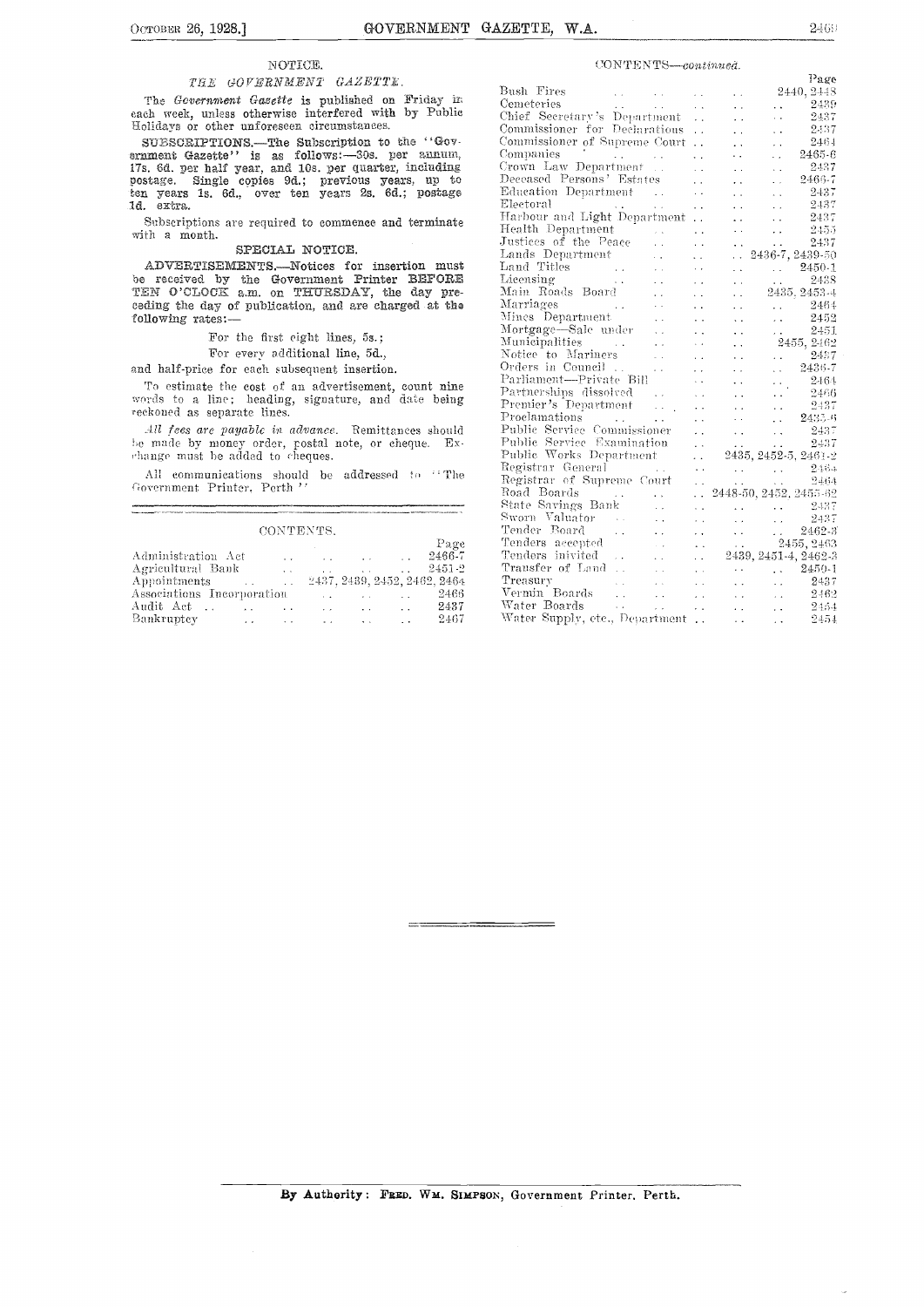## NOTICE.

### *THE GOVERNMENT GAZETTE.*

The *Government Gazette* is published on Friday in each week, unless otherwise interfered with by Public Holidays or other unforeseen circumstances.

SUBSCRIPTIONS.—The Subscription to the "Government Gazette" is as follows:—30s. per annum, 17s. 6d. per half year, and 10s. per quarter, including postage. Single copies 9d.; previous years, up to ten years 1s. 6d., over ten years 2s. 6d.; postage 1d. extra.

Subscriptions are required to commence and terminate with a month.

### SPECIAL NOTICE.

ADVERTISEMENTS.—Notices for insertion must be received by the Government Printer BEFORE TEN O'CLOCK a.m. on THURSDAY, the day preceding the day of publication, and are charged at the following rates:—

For the first eight lines, 5s.;

For every additional line, 5d.,

and half-price for each subsequent insertion.

To estimate the cost of an advertisement, count nine words to a line; heading, signature, and date being reckoned as separate lines.

*All fees are payable in advance.* Remittances should be made by money order, postal note, or cheque. Exchange must be added to cheques.

All communications should be addressed to "The Government Printer, Perth."

## CONTENTS.

| | Page |
|---|---|
| Administration Act | 2466-7 |
| Agricultural Bank | 2451-2 |
| Appointments | 2437, 2439, 2452, 2462, 2464 |
| Associations Incorporation | 2466 |
| Audit Act | 2437 |
| Bankruptcy | 2467 |
| Bush Fires | 2440, 2448 |
| Cemeteries | 2439 |
| Chief Secretary's Department | 2437 |
| Commissioner for Declarations | 2437 |
| Commissioner of Supreme Court | 2464 |
| Companies | 2465-6 |
| Crown Law Department | 2437 |
| Deceased Persons' Estates | 2466-7 |
| Education Department | 2437 |
| Electoral | 2437 |
| Harbour and Light Department | 2437 |
| Health Department | 2455 |
| Justices of the Peace | 2437 |
| Lands Department | 2436-7, 2439-50 |
| Land Titles | 2450-1 |
| Licensing | 2438 |
| Main Roads Board | 2435, 2453-4 |
| Marriages | 2464 |
| Mines Department | 2452 |
| Mortgage—Sale under | 2451 |
| Municipalities | 2455, 2462 |
| Notice to Mariners | 2437 |
| Orders in Council | 2436-7 |
| Parliament—Private Bill | 2464 |
| Partnerships dissolved | 2466 |
| Premier's Department | 2437 |
| Proclamations | 2435-6 |
| Public Service Commissioner | 2437 |
| Public Service Examination | 2437 |
| Public Works Department | 2435, 2452-5, 2461-2 |
| Registrar General | 2464 |
| Registrar of Supreme Court | 2464 |
| Road Boards | 2448-50, 2452, 2455-62 |
| State Savings Bank | 2437 |
| Sworn Valuator | 2437 |
| Tender Board | 2462-3 |
| Tenders accepted | 2455, 2463 |
| Tenders invited | 2439, 2451-4, 2462-3 |
| Transfer of Land | 2450-1 |
| Treasury | 2437 |
| Vermin Boards | 2462 |
| Water Boards | 2454 |
| Water Supply, etc., Department | 2454 |

By Authority: FRED. WM. SIMPSON, Government Printer, Perth.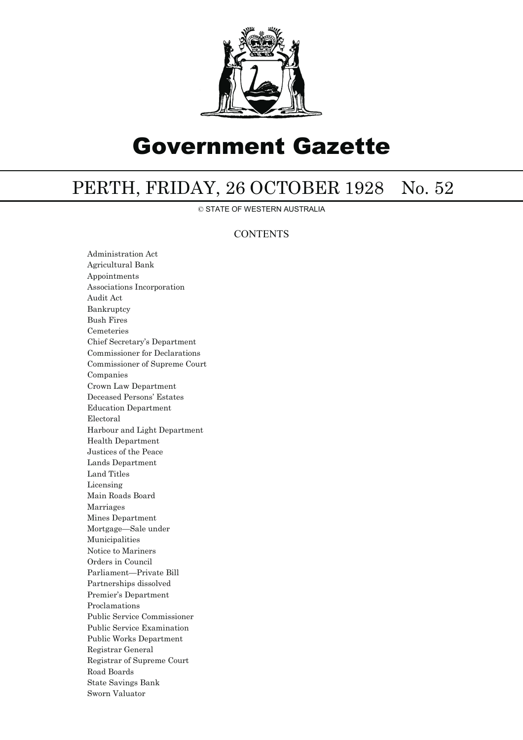# Government Gazette

## PERTH, FRIDAY, 26 OCTOBER 1928 No. 52

© STATE OF WESTERN AUSTRALIA

### CONTENTS

Administration Act
Agricultural Bank
Appointments
Associations Incorporation
Audit Act
Bankruptcy
Bush Fires
Cemeteries
Chief Secretary's Department
Commissioner for Declarations
Commissioner of Supreme Court
Companies
Crown Law Department
Deceased Persons' Estates
Education Department
Electoral
Harbour and Light Department
Health Department
Justices of the Peace
Lands Department
Land Titles
Licensing
Main Roads Board
Marriages
Mines Department
Mortgage—Sale under
Municipalities
Notice to Mariners
Orders in Council
Parliament—Private Bill
Partnerships dissolved
Premier's Department
Proclamations
Public Service Commissioner
Public Service Examination
Public Works Department
Registrar General
Registrar of Supreme Court
Road Boards
State Savings Bank
Sworn Valuator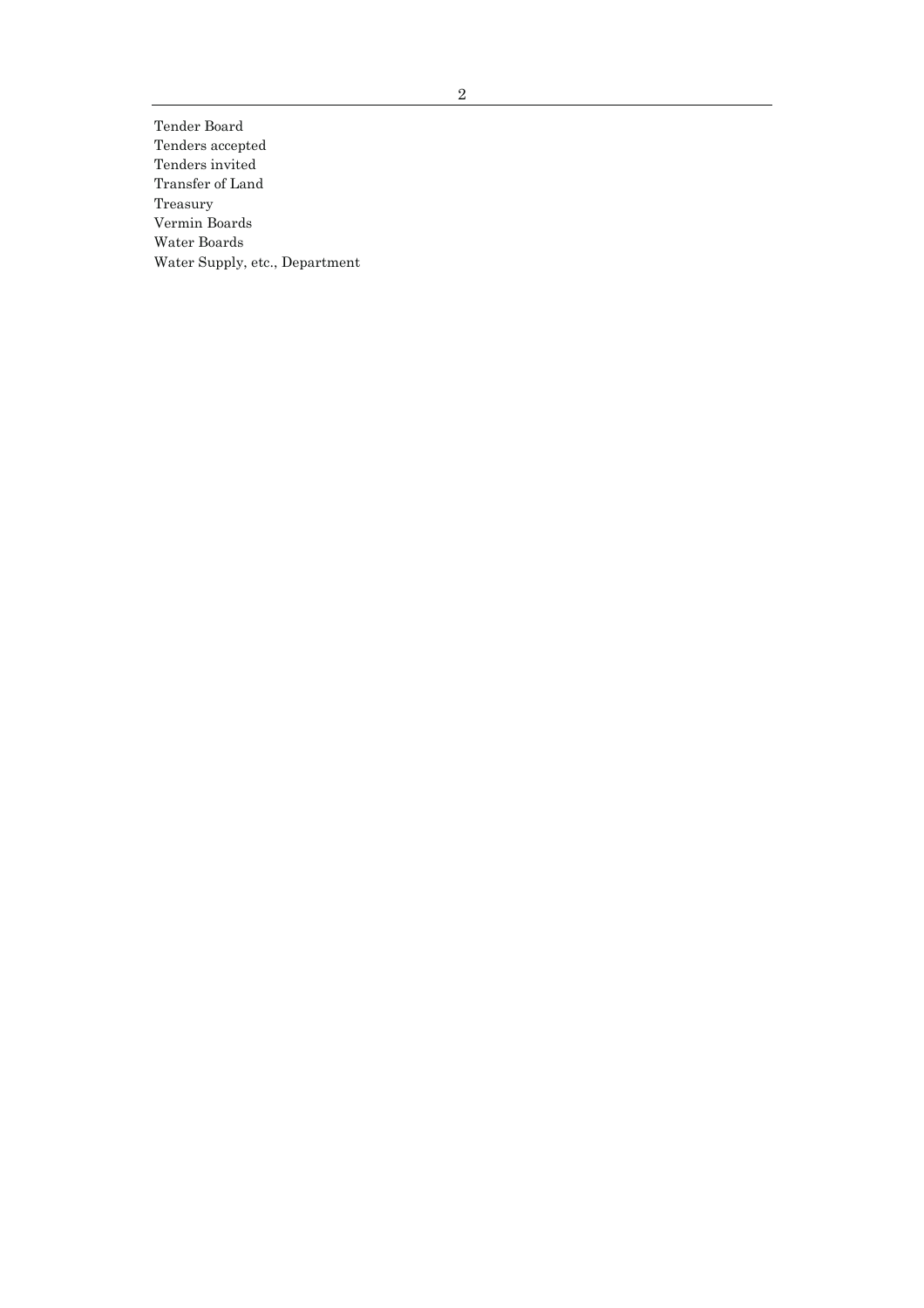Tender Board
Tenders accepted
Tenders invited
Transfer of Land
Treasury
Vermin Boards
Water Boards
Water Supply, etc., Department